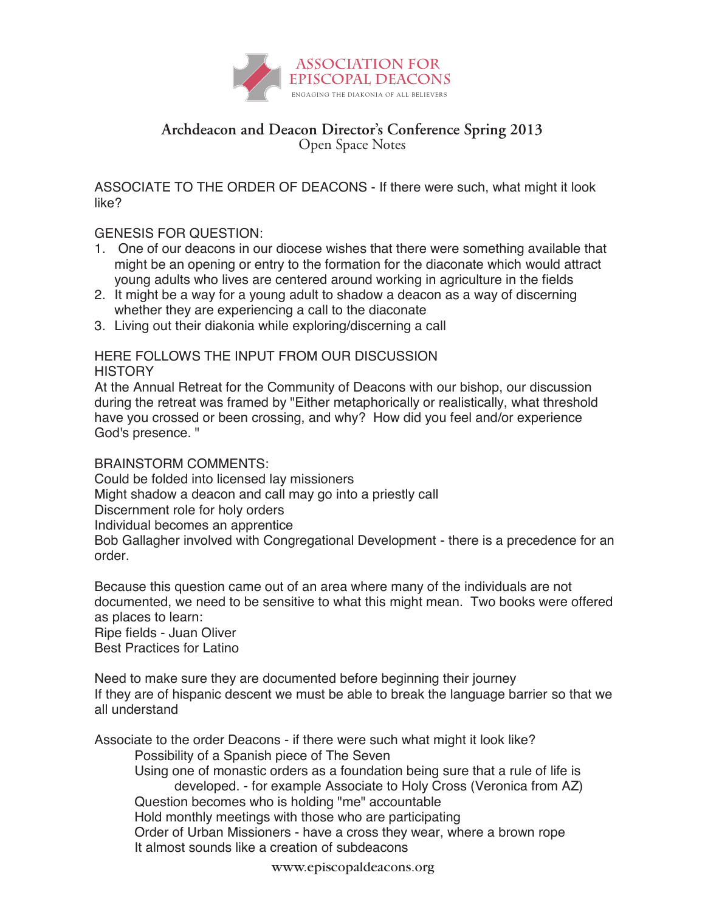ASSOCIATION FOR EPISCOPAL DEACONS

ENGAGING THE DIAKONIA OF ALL BELIEVERS

# Archdeacon and Deacon Director's Conference Spring 2013

## Open Space Notes

ASSOCIATE TO THE ORDER OF DEACONS - If there were such, what might it look like?

GENESIS FOR QUESTION:

1. One of our deacons in our diocese wishes that there were something available that might be an opening or entry to the formation for the diaconate which would attract young adults who lives are centered around working in agriculture in the fields
2. It might be a way for a young adult to shadow a deacon as a way of discerning whether they are experiencing a call to the diaconate
3. Living out their diakonia while exploring/discerning a call

HERE FOLLOWS THE INPUT FROM OUR DISCUSSION
HISTORY
At the Annual Retreat for the Community of Deacons with our bishop, our discussion during the retreat was framed by "Either metaphorically or realistically, what threshold have you crossed or been crossing, and why? How did you feel and/or experience God's presence. "

BRAINSTORM COMMENTS:
Could be folded into licensed lay missioners
Might shadow a deacon and call may go into a priestly call
Discernment role for holy orders
Individual becomes an apprentice
Bob Gallagher involved with Congregational Development - there is a precedence for an order.

Because this question came out of an area where many of the individuals are not documented, we need to be sensitive to what this might mean. Two books were offered as places to learn:
Ripe fields - Juan Oliver
Best Practices for Latino

Need to make sure they are documented before beginning their journey
If they are of hispanic descent we must be able to break the language barrier so that we all understand

Associate to the order Deacons - if there were such what might it look like?

- Possibility of a Spanish piece of The Seven
- Using one of monastic orders as a foundation being sure that a rule of life is developed. - for example Associate to Holy Cross (Veronica from AZ)
- Question becomes who is holding "me" accountable
- Hold monthly meetings with those who are participating
- Order of Urban Missioners - have a cross they wear, where a brown rope
- It almost sounds like a creation of subdeacons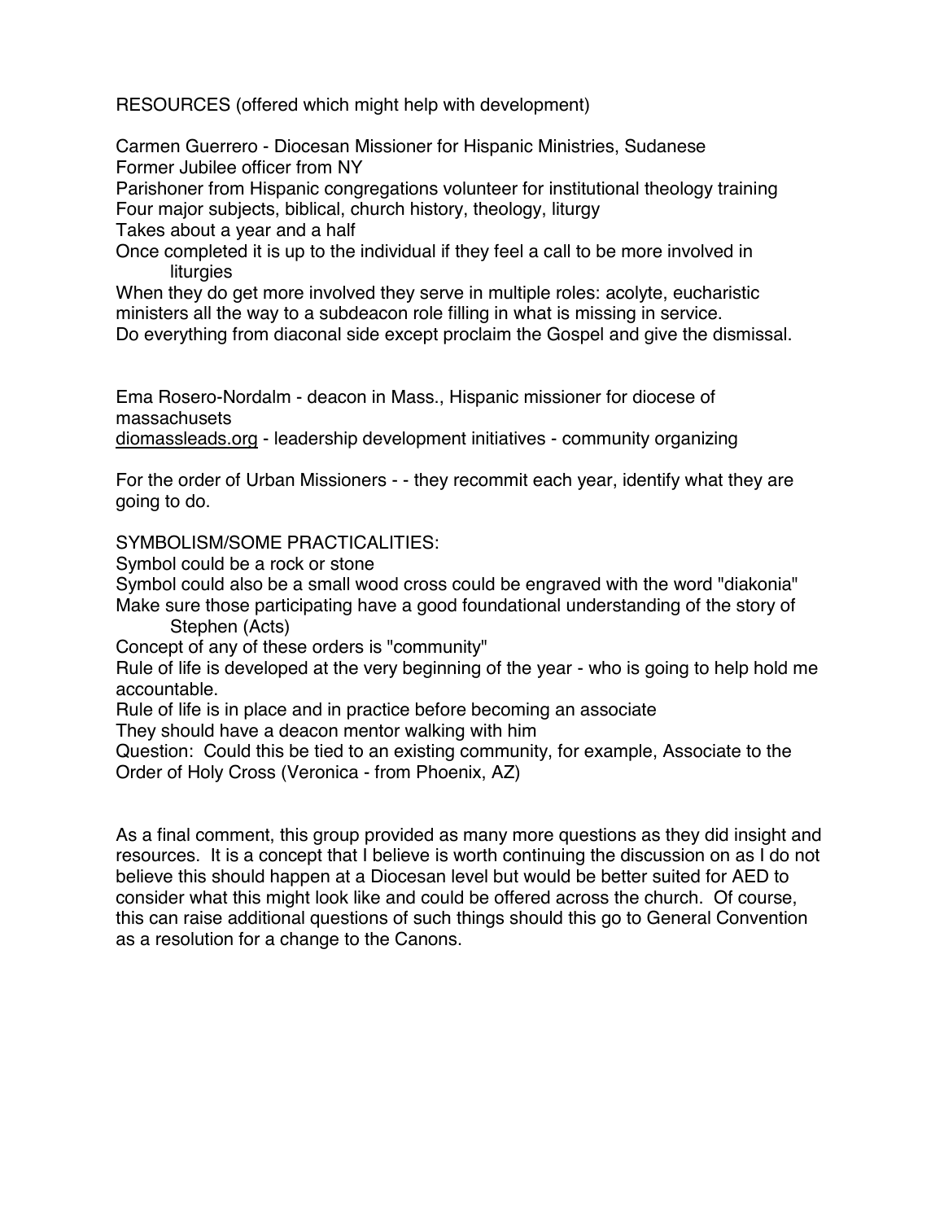RESOURCES (offered which might help with development)

Carmen Guerrero - Diocesan Missioner for Hispanic Ministries, Sudanese
Former Jubilee officer from NY
Parishoner from Hispanic congregations volunteer for institutional theology training
Four major subjects, biblical, church history, theology, liturgy
Takes about a year and a half
Once completed it is up to the individual if they feel a call to be more involved in liturgies
When they do get more involved they serve in multiple roles: acolyte, eucharistic ministers all the way to a subdeacon role filling in what is missing in service.
Do everything from diaconal side except proclaim the Gospel and give the dismissal.

Ema Rosero-Nordalm - deacon in Mass., Hispanic missioner for diocese of massachusets
diomassleads.org - leadership development initiatives - community organizing

For the order of Urban Missioners - - they recommit each year, identify what they are going to do.

SYMBOLISM/SOME PRACTICALITIES:
Symbol could be a rock or stone
Symbol could also be a small wood cross could be engraved with the word "diakonia"
Make sure those participating have a good foundational understanding of the story of Stephen (Acts)
Concept of any of these orders is "community"
Rule of life is developed at the very beginning of the year - who is going to help hold me accountable.
Rule of life is in place and in practice before becoming an associate
They should have a deacon mentor walking with him
Question: Could this be tied to an existing community, for example, Associate to the Order of Holy Cross (Veronica - from Phoenix, AZ)

As a final comment, this group provided as many more questions as they did insight and resources. It is a concept that I believe is worth continuing the discussion on as I do not believe this should happen at a Diocesan level but would be better suited for AED to consider what this might look like and could be offered across the church. Of course, this can raise additional questions of such things should this go to General Convention as a resolution for a change to the Canons.